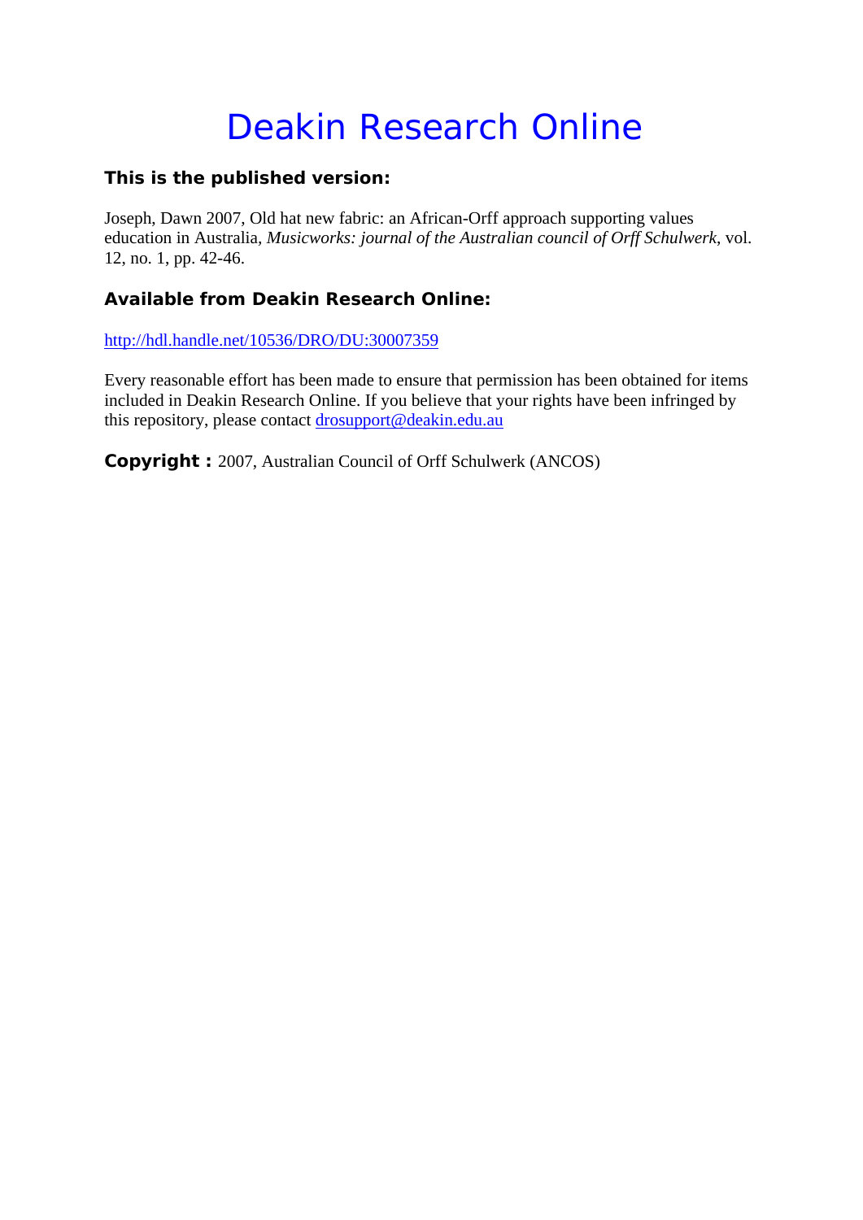# Deakin Research Online

### This is the published version:

Joseph, Dawn 2007, Old hat new fabric: an African-Orff approach supporting values education in Australia, *Musicworks: journal of the Australian council of Orff Schulwerk*, vol. 12, no. 1, pp. 42-46.

### Available from Deakin Research Online:

http://hdl.handle.net/10536/DRO/DU:30007359

Every reasonable effort has been made to ensure that permission has been obtained for items included in Deakin Research Online. If you believe that your rights have been infringed by this repository, please contact drosupport@deakin.edu.au

**Copyright :** 2007, Australian Council of Orff Schulwerk (ANCOS)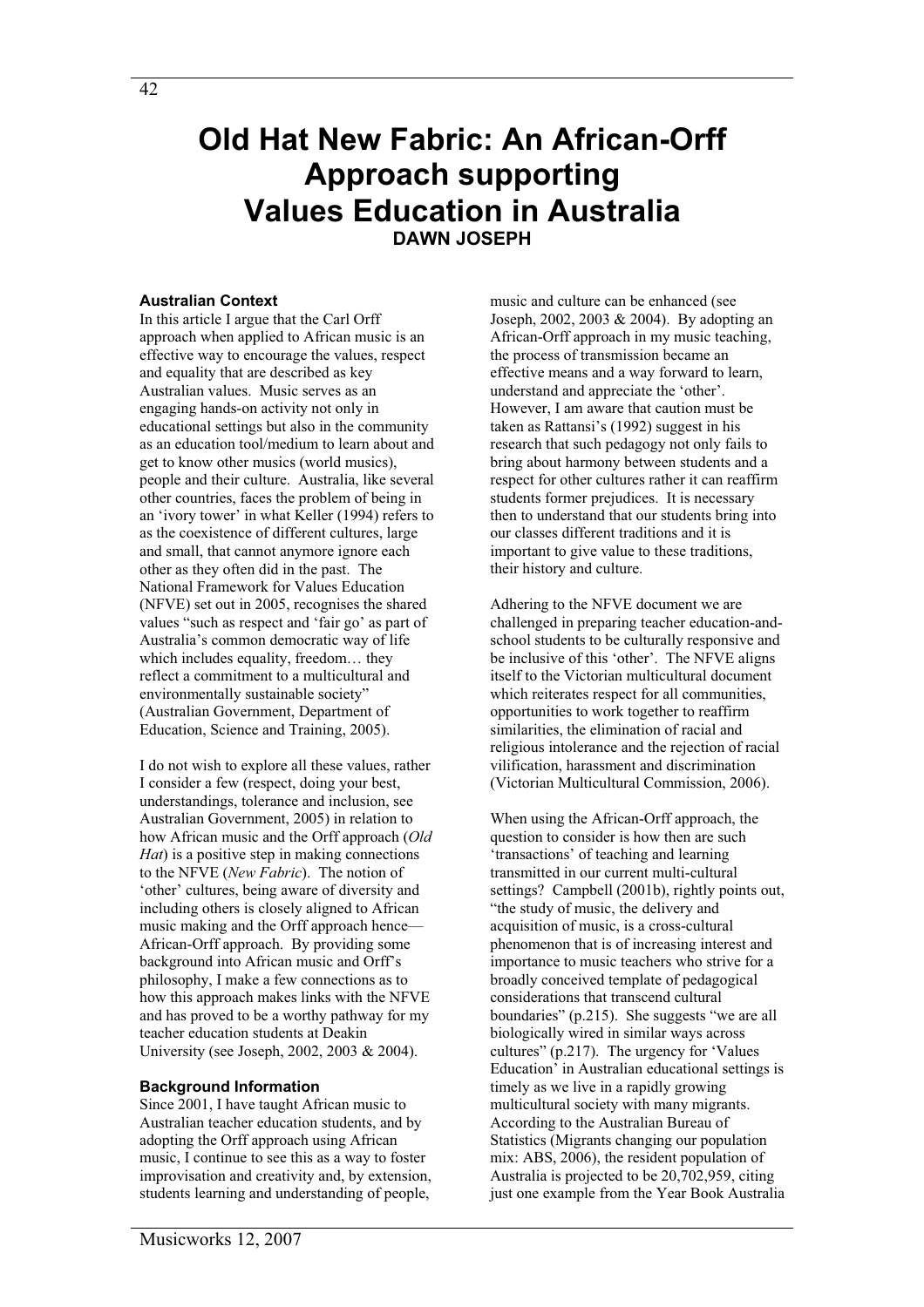# Old Hat New Fabric: An African-Orff Approach supporting Values Education in Australia

**DAWN JOSEPH**

### Australian Context

In this article I argue that the Carl Orff approach when applied to African music is an effective way to encourage the values, respect and equality that are described as key Australian values. Music serves as an engaging hands-on activity not only in educational settings but also in the community as an education tool/medium to learn about and get to know other musics (world musics), people and their culture. Australia, like several other countries, faces the problem of being in an 'ivory tower' in what Keller (1994) refers to as the coexistence of different cultures, large and small, that cannot anymore ignore each other as they often did in the past. The National Framework for Values Education (NFVE) set out in 2005, recognises the shared values "such as respect and 'fair go' as part of Australia's common democratic way of life which includes equality, freedom… they reflect a commitment to a multicultural and environmentally sustainable society" (Australian Government, Department of Education, Science and Training, 2005).

I do not wish to explore all these values, rather I consider a few (respect, doing your best, understandings, tolerance and inclusion, see Australian Government, 2005) in relation to how African music and the Orff approach (*Old Hat*) is a positive step in making connections to the NFVE (*New Fabric*). The notion of 'other' cultures, being aware of diversity and including others is closely aligned to African music making and the Orff approach hence—African-Orff approach. By providing some background into African music and Orff's philosophy, I make a few connections as to how this approach makes links with the NFVE and has proved to be a worthy pathway for my teacher education students at Deakin University (see Joseph, 2002, 2003 & 2004).

### Background Information

Since 2001, I have taught African music to Australian teacher education students, and by adopting the Orff approach using African music, I continue to see this as a way to foster improvisation and creativity and, by extension, students learning and understanding of people, music and culture can be enhanced (see Joseph, 2002, 2003 & 2004). By adopting an African-Orff approach in my music teaching, the process of transmission became an effective means and a way forward to learn, understand and appreciate the 'other'. However, I am aware that caution must be taken as Rattansi's (1992) suggest in his research that such pedagogy not only fails to bring about harmony between students and a respect for other cultures rather it can reaffirm students former prejudices. It is necessary then to understand that our students bring into our classes different traditions and it is important to give value to these traditions, their history and culture.

Adhering to the NFVE document we are challenged in preparing teacher education-and-school students to be culturally responsive and be inclusive of this 'other'. The NFVE aligns itself to the Victorian multicultural document which reiterates respect for all communities, opportunities to work together to reaffirm similarities, the elimination of racial and religious intolerance and the rejection of racial vilification, harassment and discrimination (Victorian Multicultural Commission, 2006).

When using the African-Orff approach, the question to consider is how then are such 'transactions' of teaching and learning transmitted in our current multi-cultural settings? Campbell (2001b), rightly points out, "the study of music, the delivery and acquisition of music, is a cross-cultural phenomenon that is of increasing interest and importance to music teachers who strive for a broadly conceived template of pedagogical considerations that transcend cultural boundaries" (p.215). She suggests "we are all biologically wired in similar ways across cultures" (p.217). The urgency for 'Values Education' in Australian educational settings is timely as we live in a rapidly growing multicultural society with many migrants. According to the Australian Bureau of Statistics (Migrants changing our population mix: ABS, 2006), the resident population of Australia is projected to be 20,702,959, citing just one example from the Year Book Australia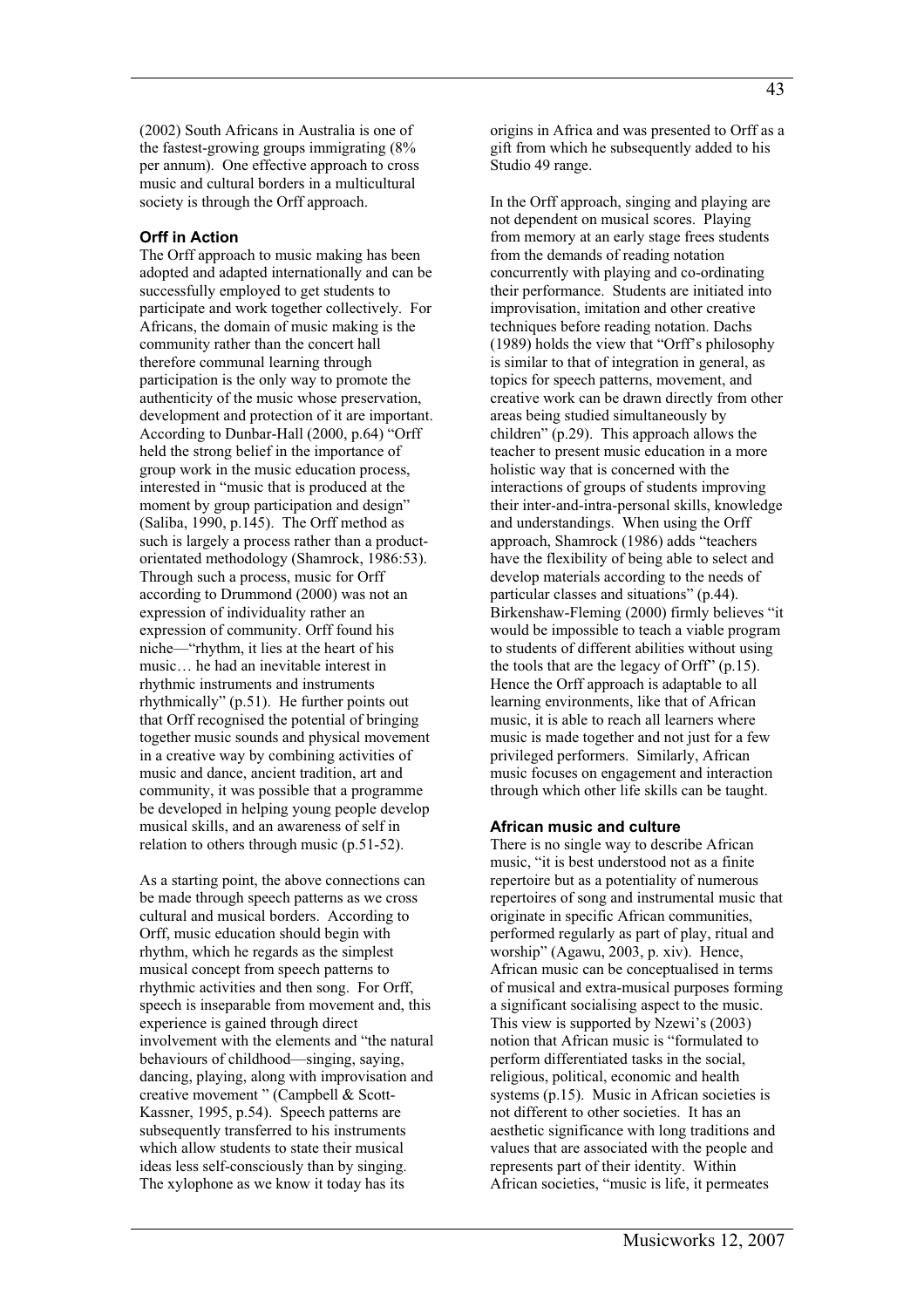(2002) South Africans in Australia is one of the fastest-growing groups immigrating (8% per annum). One effective approach to cross music and cultural borders in a multicultural society is through the Orff approach.

### Orff in Action

The Orff approach to music making has been adopted and adapted internationally and can be successfully employed to get students to participate and work together collectively. For Africans, the domain of music making is the community rather than the concert hall therefore communal learning through participation is the only way to promote the authenticity of the music whose preservation, development and protection of it are important. According to Dunbar-Hall (2000, p.64) "Orff held the strong belief in the importance of group work in the music education process, interested in "music that is produced at the moment by group participation and design" (Saliba, 1990, p.145). The Orff method as such is largely a process rather than a product-orientated methodology (Shamrock, 1986:53). Through such a process, music for Orff according to Drummond (2000) was not an expression of individuality rather an expression of community. Orff found his niche—"rhythm, it lies at the heart of his music… he had an inevitable interest in rhythmic instruments and instruments rhythmically" (p.51). He further points out that Orff recognised the potential of bringing together music sounds and physical movement in a creative way by combining activities of music and dance, ancient tradition, art and community, it was possible that a programme be developed in helping young people develop musical skills, and an awareness of self in relation to others through music (p.51-52).

As a starting point, the above connections can be made through speech patterns as we cross cultural and musical borders. According to Orff, music education should begin with rhythm, which he regards as the simplest musical concept from speech patterns to rhythmic activities and then song. For Orff, speech is inseparable from movement and, this experience is gained through direct involvement with the elements and "the natural behaviours of childhood—singing, saying, dancing, playing, along with improvisation and creative movement " (Campbell & Scott-Kassner, 1995, p.54). Speech patterns are subsequently transferred to his instruments which allow students to state their musical ideas less self-consciously than by singing. The xylophone as we know it today has its origins in Africa and was presented to Orff as a gift from which he subsequently added to his Studio 49 range.

In the Orff approach, singing and playing are not dependent on musical scores. Playing from memory at an early stage frees students from the demands of reading notation concurrently with playing and co-ordinating their performance. Students are initiated into improvisation, imitation and other creative techniques before reading notation. Dachs (1989) holds the view that "Orff's philosophy is similar to that of integration in general, as topics for speech patterns, movement, and creative work can be drawn directly from other areas being studied simultaneously by children" (p.29). This approach allows the teacher to present music education in a more holistic way that is concerned with the interactions of groups of students improving their inter-and-intra-personal skills, knowledge and understandings. When using the Orff approach, Shamrock (1986) adds "teachers have the flexibility of being able to select and develop materials according to the needs of particular classes and situations" (p.44). Birkenshaw-Fleming (2000) firmly believes "it would be impossible to teach a viable program to students of different abilities without using the tools that are the legacy of Orff" (p.15). Hence the Orff approach is adaptable to all learning environments, like that of African music, it is able to reach all learners where music is made together and not just for a few privileged performers. Similarly, African music focuses on engagement and interaction through which other life skills can be taught.

### African music and culture

There is no single way to describe African music, "it is best understood not as a finite repertoire but as a potentiality of numerous repertoires of song and instrumental music that originate in specific African communities, performed regularly as part of play, ritual and worship" (Agawu, 2003, p. xiv). Hence, African music can be conceptualised in terms of musical and extra-musical purposes forming a significant socialising aspect to the music. This view is supported by Nzewi's (2003) notion that African music is "formulated to perform differentiated tasks in the social, religious, political, economic and health systems (p.15). Music in African societies is not different to other societies. It has an aesthetic significance with long traditions and values that are associated with the people and represents part of their identity. Within African societies, "music is life, it permeates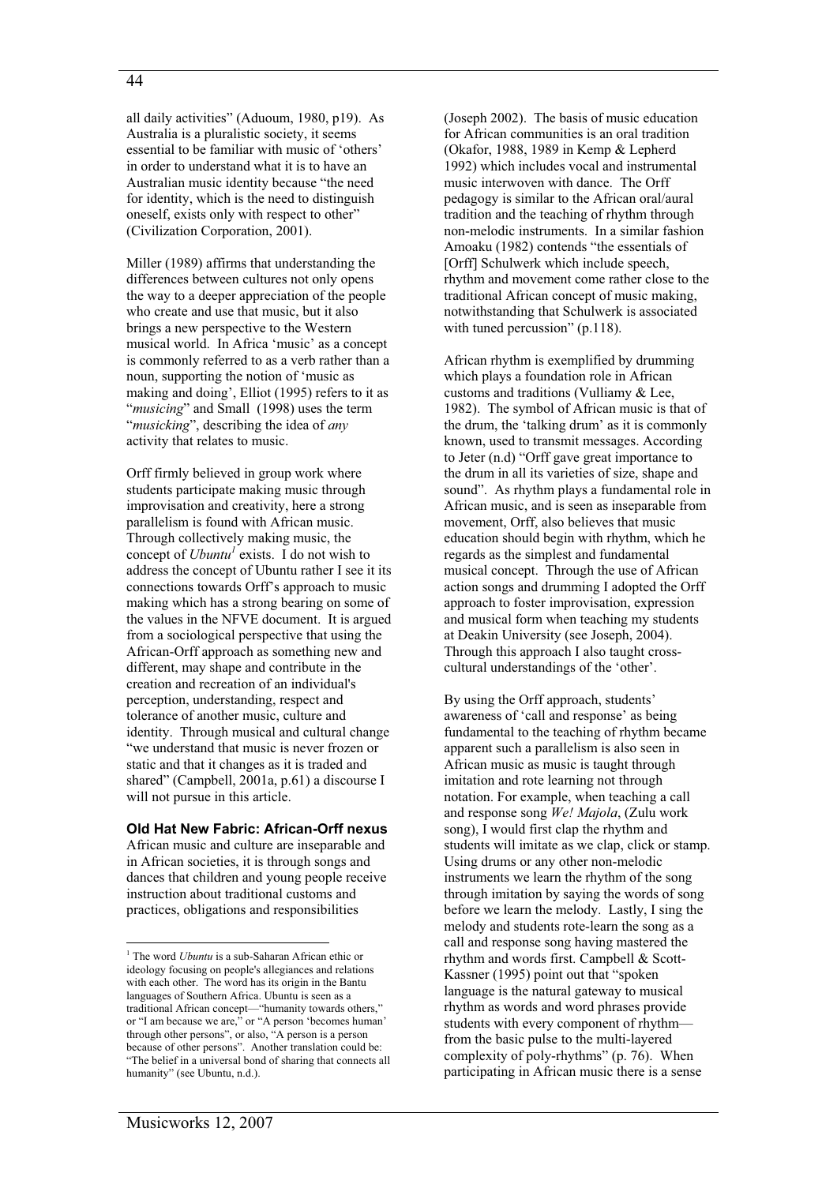all daily activities" (Aduoum, 1980, p19). As Australia is a pluralistic society, it seems essential to be familiar with music of 'others' in order to understand what it is to have an Australian music identity because "the need for identity, which is the need to distinguish oneself, exists only with respect to other" (Civilization Corporation, 2001).

Miller (1989) affirms that understanding the differences between cultures not only opens the way to a deeper appreciation of the people who create and use that music, but it also brings a new perspective to the Western musical world. In Africa 'music' as a concept is commonly referred to as a verb rather than a noun, supporting the notion of 'music as making and doing', Elliot (1995) refers to it as "*musicing*" and Small (1998) uses the term "*musicking*", describing the idea of *any* activity that relates to music.

Orff firmly believed in group work where students participate making music through improvisation and creativity, here a strong parallelism is found with African music. Through collectively making music, the concept of *Ubuntu*[1] exists. I do not wish to address the concept of Ubuntu rather I see it its connections towards Orff's approach to music making which has a strong bearing on some of the values in the NFVE document. It is argued from a sociological perspective that using the African-Orff approach as something new and different, may shape and contribute in the creation and recreation of an individual's perception, understanding, respect and tolerance of another music, culture and identity. Through musical and cultural change "we understand that music is never frozen or static and that it changes as it is traded and shared" (Campbell, 2001a, p.61) a discourse I will not pursue in this article.

### Old Hat New Fabric: African-Orff nexus

African music and culture are inseparable and in African societies, it is through songs and dances that children and young people receive instruction about traditional customs and practices, obligations and responsibilities (Joseph 2002). The basis of music education for African communities is an oral tradition (Okafor, 1988, 1989 in Kemp & Lepherd 1992) which includes vocal and instrumental music interwoven with dance. The Orff pedagogy is similar to the African oral/aural tradition and the teaching of rhythm through non-melodic instruments. In a similar fashion Amoaku (1982) contends "the essentials of [Orff] Schulwerk which include speech, rhythm and movement come rather close to the traditional African concept of music making, notwithstanding that Schulwerk is associated with tuned percussion" (p.118).

African rhythm is exemplified by drumming which plays a foundation role in African customs and traditions (Vulliamy & Lee, 1982). The symbol of African music is that of the drum, the 'talking drum' as it is commonly known, used to transmit messages. According to Jeter (n.d) "Orff gave great importance to the drum in all its varieties of size, shape and sound". As rhythm plays a fundamental role in African music, and is seen as inseparable from movement, Orff, also believes that music education should begin with rhythm, which he regards as the simplest and fundamental musical concept. Through the use of African action songs and drumming I adopted the Orff approach to foster improvisation, expression and musical form when teaching my students at Deakin University (see Joseph, 2004). Through this approach I also taught cross-cultural understandings of the 'other'.

By using the Orff approach, students' awareness of 'call and response' as being fundamental to the teaching of rhythm became apparent such a parallelism is also seen in African music as music is taught through imitation and rote learning not through notation. For example, when teaching a call and response song *We! Majola*, (Zulu work song), I would first clap the rhythm and students will imitate as we clap, click or stamp. Using drums or any other non-melodic instruments we learn the rhythm of the song through imitation by saying the words of song before we learn the melody. Lastly, I sing the melody and students rote-learn the song as a call and response song having mastered the rhythm and words first. Campbell & Scott-Kassner (1995) point out that "spoken language is the natural gateway to musical rhythm as words and word phrases provide students with every component of rhythm—from the basic pulse to the multi-layered complexity of poly-rhythms" (p. 76). When participating in African music there is a sense

[1] The word *Ubuntu* is a sub-Saharan African ethic or ideology focusing on people's allegiances and relations with each other. The word has its origin in the Bantu languages of Southern Africa. Ubuntu is seen as a traditional African concept—"humanity towards others," or "I am because we are," or "A person 'becomes human' through other persons", or also, "A person is a person because of other persons". Another translation could be: "The belief in a universal bond of sharing that connects all humanity" (see Ubuntu, n.d.).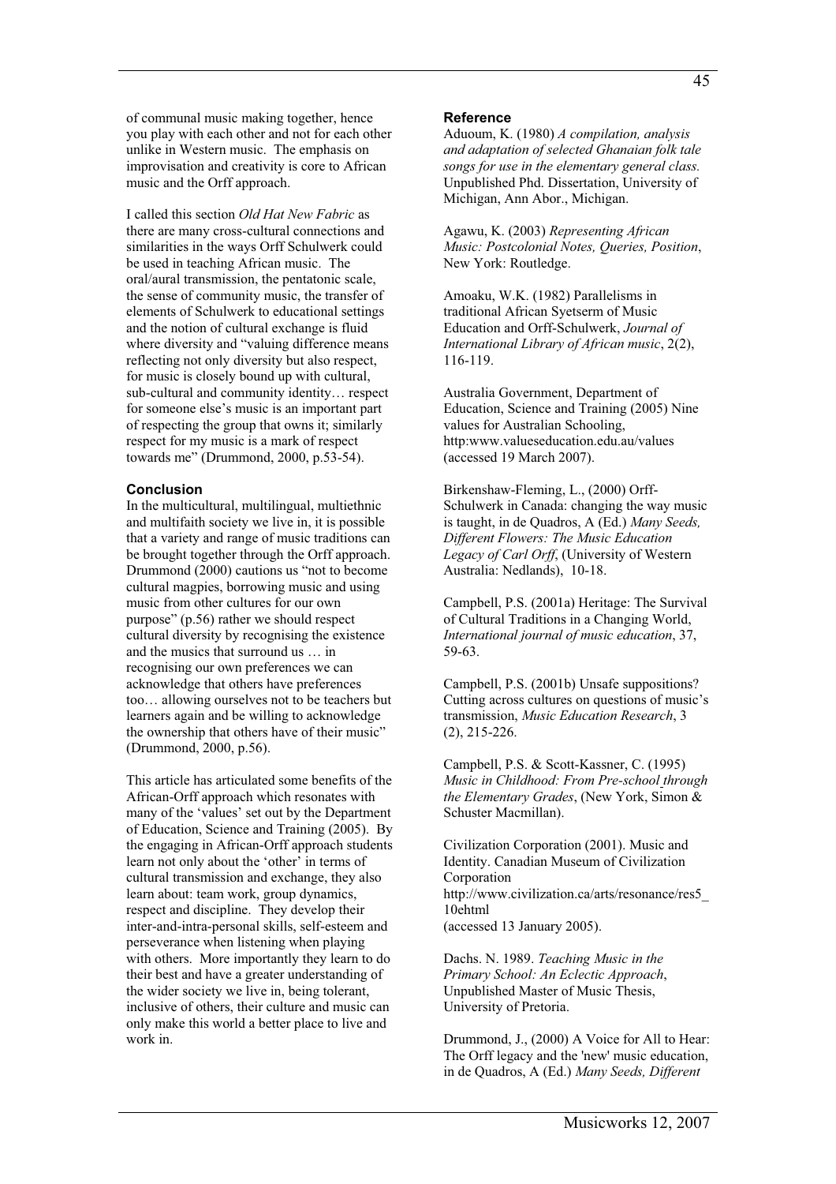of communal music making together, hence you play with each other and not for each other unlike in Western music. The emphasis on improvisation and creativity is core to African music and the Orff approach.

I called this section *Old Hat New Fabric* as there are many cross-cultural connections and similarities in the ways Orff Schulwerk could be used in teaching African music. The oral/aural transmission, the pentatonic scale, the sense of community music, the transfer of elements of Schulwerk to educational settings and the notion of cultural exchange is fluid where diversity and "valuing difference means reflecting not only diversity but also respect, for music is closely bound up with cultural, sub-cultural and community identity… respect for someone else's music is an important part of respecting the group that owns it; similarly respect for my music is a mark of respect towards me" (Drummond, 2000, p.53-54).

### Conclusion

In the multicultural, multilingual, multiethnic and multifaith society we live in, it is possible that a variety and range of music traditions can be brought together through the Orff approach. Drummond (2000) cautions us "not to become cultural magpies, borrowing music and using music from other cultures for our own purpose" (p.56) rather we should respect cultural diversity by recognising the existence and the musics that surround us … in recognising our own preferences we can acknowledge that others have preferences too… allowing ourselves not to be teachers but learners again and be willing to acknowledge the ownership that others have of their music" (Drummond, 2000, p.56).

This article has articulated some benefits of the African-Orff approach which resonates with many of the 'values' set out by the Department of Education, Science and Training (2005). By the engaging in African-Orff approach students learn not only about the 'other' in terms of cultural transmission and exchange, they also learn about: team work, group dynamics, respect and discipline. They develop their inter-and-intra-personal skills, self-esteem and perseverance when listening when playing with others. More importantly they learn to do their best and have a greater understanding of the wider society we live in, being tolerant, inclusive of others, their culture and music can only make this world a better place to live and work in.

### Reference

Aduoum, K. (1980) *A compilation, analysis and adaptation of selected Ghanaian folk tale songs for use in the elementary general class.* Unpublished Phd. Dissertation, University of Michigan, Ann Abor., Michigan.

Agawu, K. (2003) *Representing African Music: Postcolonial Notes, Queries, Position*, New York: Routledge.

Amoaku, W.K. (1982) Parallelisms in traditional African Syetserm of Music Education and Orff-Schulwerk, *Journal of International Library of African music*, 2(2), 116-119.

Australia Government, Department of Education, Science and Training (2005) Nine values for Australian Schooling, http:www.valueseducation.edu.au/values (accessed 19 March 2007).

Birkenshaw-Fleming, L., (2000) Orff-Schulwerk in Canada: changing the way music is taught, in de Quadros, A (Ed.) *Many Seeds, Different Flowers: The Music Education Legacy of Carl Orff*, (University of Western Australia: Nedlands), 10-18.

Campbell, P.S. (2001a) Heritage: The Survival of Cultural Traditions in a Changing World, *International journal of music education*, 37, 59-63.

Campbell, P.S. (2001b) Unsafe suppositions? Cutting across cultures on questions of music's transmission, *Music Education Research*, 3 (2), 215-226.

Campbell, P.S. & Scott-Kassner, C. (1995) *Music in Childhood: From Pre-school through the Elementary Grades*, (New York, Simon & Schuster Macmillan).

Civilization Corporation (2001). Music and Identity. Canadian Museum of Civilization Corporation http://www.civilization.ca/arts/resonance/res5_10ehtml (accessed 13 January 2005).

Dachs. N. 1989. *Teaching Music in the Primary School: An Eclectic Approach*, Unpublished Master of Music Thesis, University of Pretoria.

Drummond, J., (2000) A Voice for All to Hear: The Orff legacy and the 'new' music education, in de Quadros, A (Ed.) *Many Seeds, Different*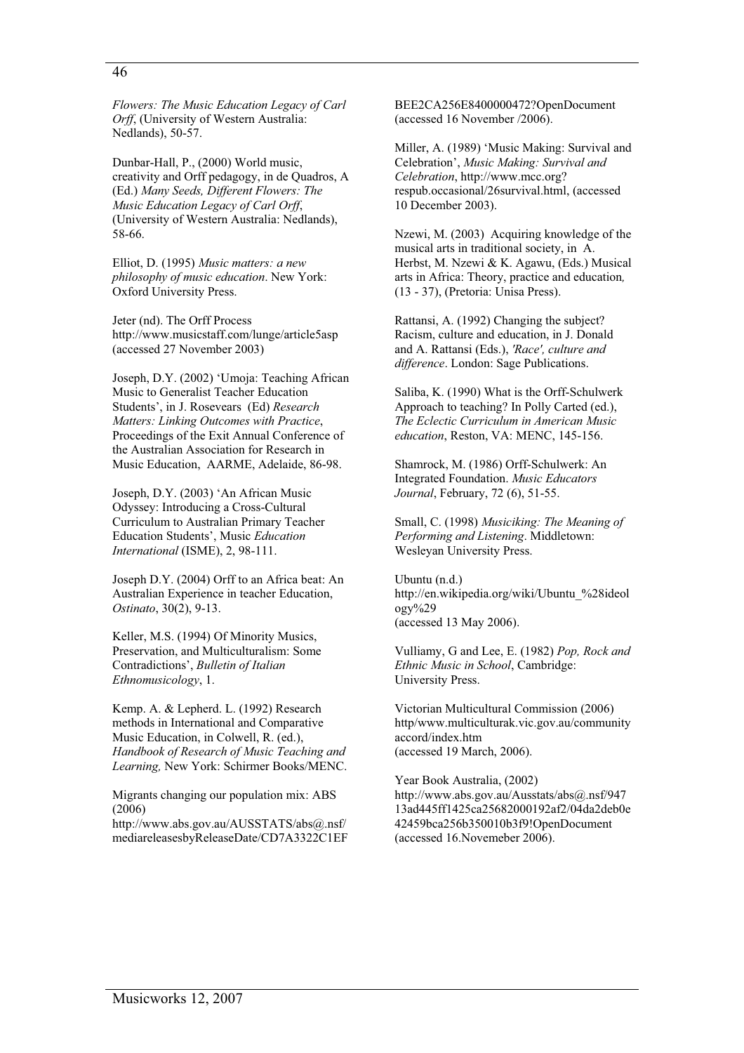*Flowers: The Music Education Legacy of Carl Orff*, (University of Western Australia: Nedlands), 50-57.

Dunbar-Hall, P., (2000) World music, creativity and Orff pedagogy, in de Quadros, A (Ed.) *Many Seeds, Different Flowers: The Music Education Legacy of Carl Orff*, (University of Western Australia: Nedlands), 58-66.

Elliot, D. (1995) *Music matters: a new philosophy of music education*. New York: Oxford University Press.

Jeter (nd). The Orff Process http://www.musicstaff.com/lunge/article5asp (accessed 27 November 2003)

Joseph, D.Y. (2002) 'Umoja: Teaching African Music to Generalist Teacher Education Students', in J. Rosevears (Ed) *Research Matters: Linking Outcomes with Practice*, Proceedings of the Exit Annual Conference of the Australian Association for Research in Music Education, AARME, Adelaide, 86-98.

Joseph, D.Y. (2003) 'An African Music Odyssey: Introducing a Cross-Cultural Curriculum to Australian Primary Teacher Education Students', Music *Education International* (ISME), 2, 98-111.

Joseph D.Y. (2004) Orff to an Africa beat: An Australian Experience in teacher Education, *Ostinato*, 30(2), 9-13.

Keller, M.S. (1994) Of Minority Musics, Preservation, and Multiculturalism: Some Contradictions', *Bulletin of Italian Ethnomusicology*, 1.

Kemp. A. & Lepherd. L. (1992) Research methods in International and Comparative Music Education, in Colwell, R. (ed.), *Handbook of Research of Music Teaching and Learning,* New York: Schirmer Books/MENC.

Migrants changing our population mix: ABS (2006) http://www.abs.gov.au/AUSSTATS/abs@.nsf/mediareleasesbyReleaseDate/CD7A3322C1EFBEE2CA256E8400000472?OpenDocument (accessed 16 November /2006).

Miller, A. (1989) 'Music Making: Survival and Celebration', *Music Making: Survival and Celebration*, http://www.mcc.org?respub.occasional/26survival.html, (accessed 10 December 2003).

Nzewi, M. (2003) Acquiring knowledge of the musical arts in traditional society, in A. Herbst, M. Nzewi & K. Agawu, (Eds.) Musical arts in Africa: Theory, practice and education*,* (13 - 37), (Pretoria: Unisa Press).

Rattansi, A. (1992) Changing the subject? Racism, culture and education, in J. Donald and A. Rattansi (Eds.), *'Race', culture and difference*. London: Sage Publications.

Saliba, K. (1990) What is the Orff-Schulwerk Approach to teaching? In Polly Carted (ed.), *The Eclectic Curriculum in American Music education*, Reston, VA: MENC, 145-156.

Shamrock, M. (1986) Orff-Schulwerk: An Integrated Foundation. *Music Educators Journal*, February, 72 (6), 51-55.

Small, C. (1998) *Musiciking: The Meaning of Performing and Listening*. Middletown: Wesleyan University Press.

Ubuntu (n.d.) http://en.wikipedia.org/wiki/Ubuntu_%28ideology%29 (accessed 13 May 2006).

Vulliamy, G and Lee, E. (1982) *Pop, Rock and Ethnic Music in School*, Cambridge: University Press.

Victorian Multicultural Commission (2006) http/www.multiculturak.vic.gov.au/communityaccord/index.htm (accessed 19 March, 2006).

Year Book Australia, (2002) http://www.abs.gov.au/Ausstats/abs@.nsf/94713ad445ff1425ca25682000192af2/04da2deb0e42459bca256b350010b3f9!OpenDocument (accessed 16.Novemeber 2006).